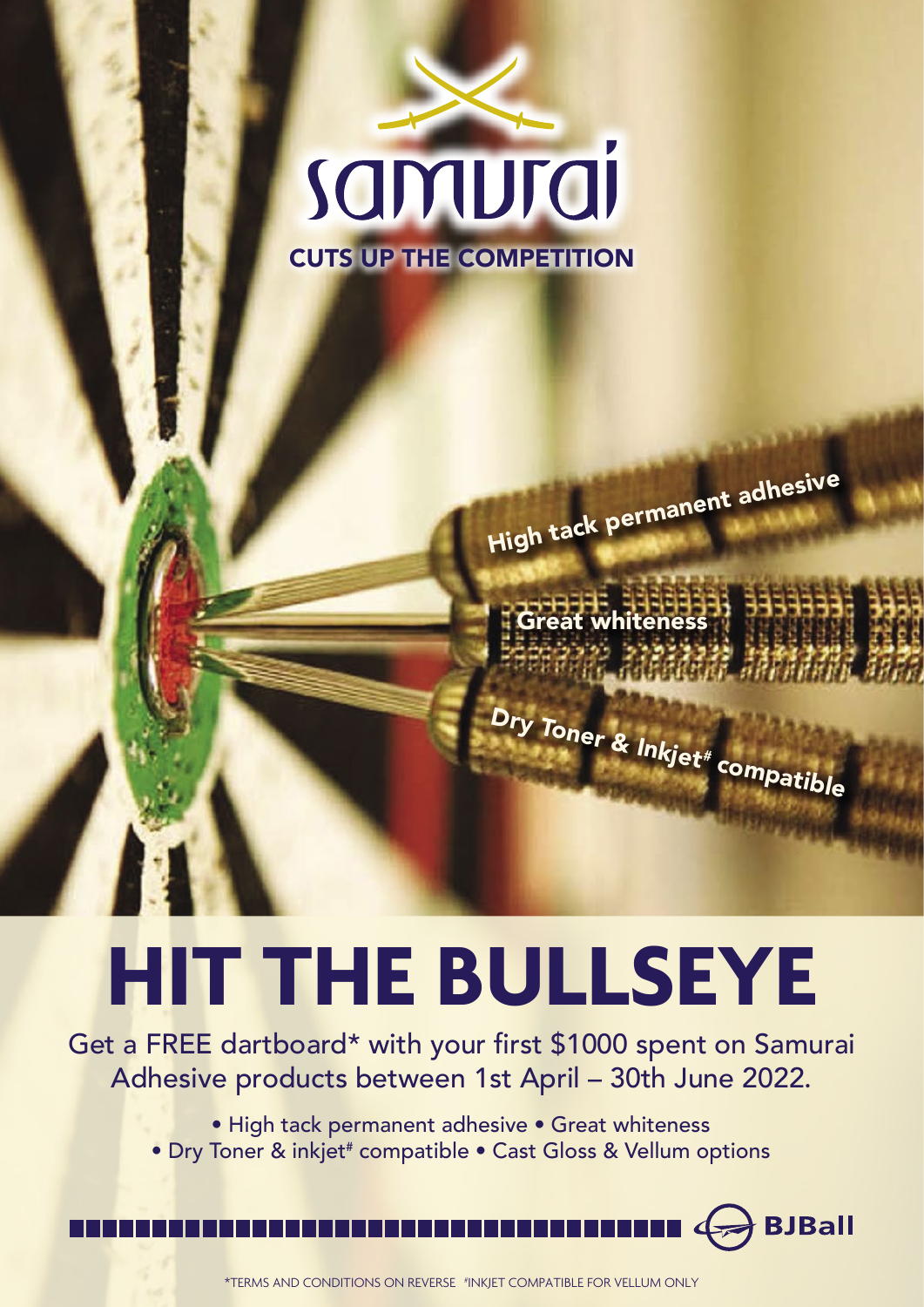# samurai

**CUTS UP THE COMPETITION**

High tack permanent adhesive

Great whiteness

Dry Toner & Inkjet# compatible

# HIT THE BULLSEYE

Get a FREE dartboard* with your first $1000 spent on Samurai Adhesive products between 1st April – 30th June 2022.

• High tack permanent adhesive • Great whiteness
• Dry Toner & inkjet# compatible • Cast Gloss & Vellum options

BJBall

*TERMS AND CONDITIONS ON REVERSE #INKJET COMPATIBLE FOR VELLUM ONLY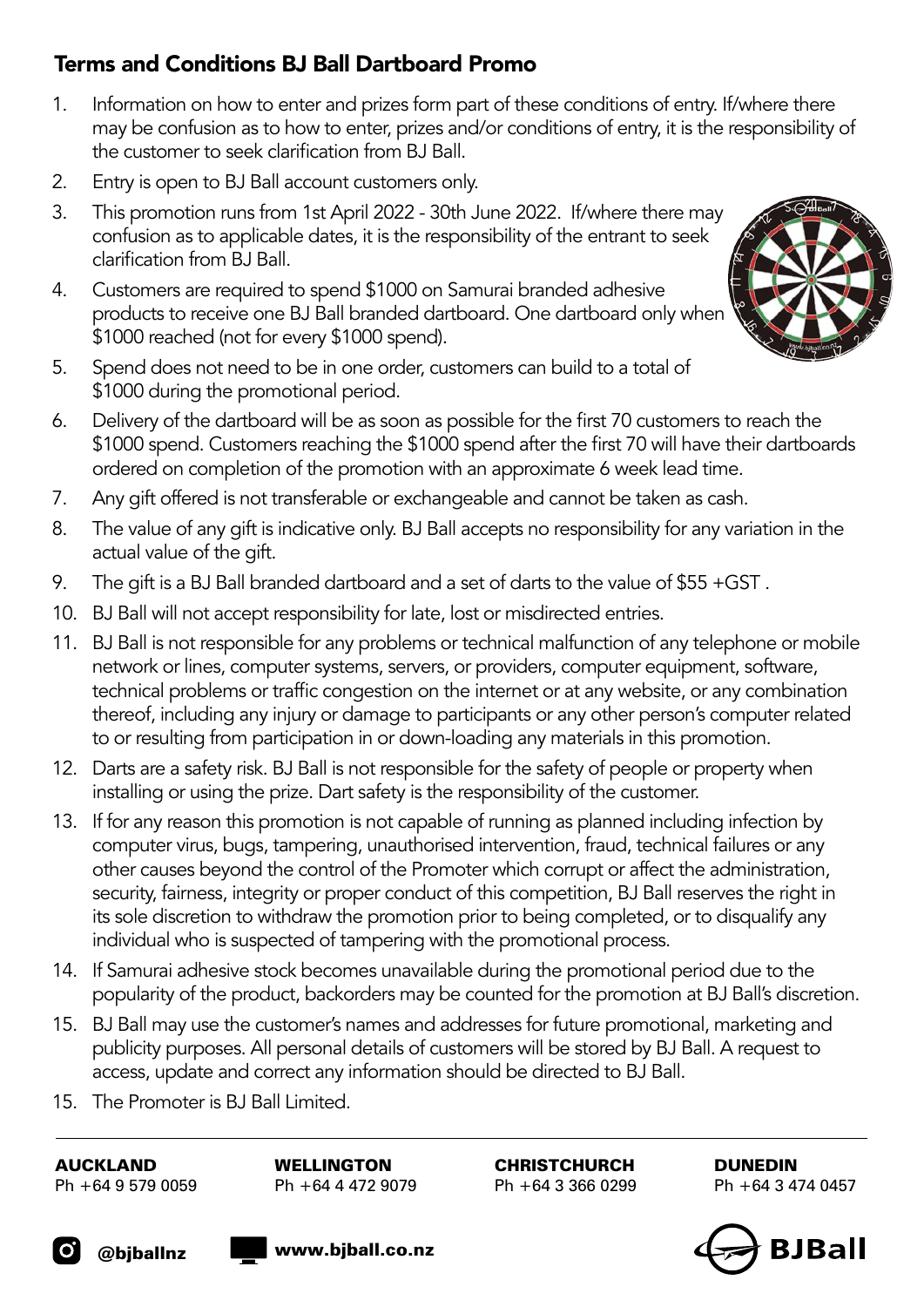## Terms and Conditions BJ Ball Dartboard Promo

1. Information on how to enter and prizes form part of these conditions of entry. If/where there may be confusion as to how to enter, prizes and/or conditions of entry, it is the responsibility of the customer to seek clarification from BJ Ball.
2. Entry is open to BJ Ball account customers only.
3. This promotion runs from 1st April 2022 - 30th June 2022. If/where there may confusion as to applicable dates, it is the responsibility of the entrant to seek clarification from BJ Ball.
4. Customers are required to spend $1000 on Samurai branded adhesive products to receive one BJ Ball branded dartboard. One dartboard only when $1000 reached (not for every $1000 spend).
5. Spend does not need to be in one order, customers can build to a total of $1000 during the promotional period.
6. Delivery of the dartboard will be as soon as possible for the first 70 customers to reach the $1000 spend. Customers reaching the $1000 spend after the first 70 will have their dartboards ordered on completion of the promotion with an approximate 6 week lead time.
7. Any gift offered is not transferable or exchangeable and cannot be taken as cash.
8. The value of any gift is indicative only. BJ Ball accepts no responsibility for any variation in the actual value of the gift.
9. The gift is a BJ Ball branded dartboard and a set of darts to the value of $55 +GST .
10. BJ Ball will not accept responsibility for late, lost or misdirected entries.
11. BJ Ball is not responsible for any problems or technical malfunction of any telephone or mobile network or lines, computer systems, servers, or providers, computer equipment, software, technical problems or traffic congestion on the internet or at any website, or any combination thereof, including any injury or damage to participants or any other person's computer related to or resulting from participation in or down-loading any materials in this promotion.
12. Darts are a safety risk. BJ Ball is not responsible for the safety of people or property when installing or using the prize. Dart safety is the responsibility of the customer.
13. If for any reason this promotion is not capable of running as planned including infection by computer virus, bugs, tampering, unauthorised intervention, fraud, technical failures or any other causes beyond the control of the Promoter which corrupt or affect the administration, security, fairness, integrity or proper conduct of this competition, BJ Ball reserves the right in its sole discretion to withdraw the promotion prior to being completed, or to disqualify any individual who is suspected of tampering with the promotional process.
14. If Samurai adhesive stock becomes unavailable during the promotional period due to the popularity of the product, backorders may be counted for the promotion at BJ Ball's discretion.
15. BJ Ball may use the customer's names and addresses for future promotional, marketing and publicity purposes. All personal details of customers will be stored by BJ Ball. A request to access, update and correct any information should be directed to BJ Ball.
15. The Promoter is BJ Ball Limited.

**AUCKLAND**
Ph +64 9 579 0059

**WELLINGTON**
Ph +64 4 472 9079

**CHRISTCHURCH**
Ph +64 3 366 0299

**DUNEDIN**
Ph +64 3 474 0457

@bjballnz

www.bjball.co.nz

BJBall